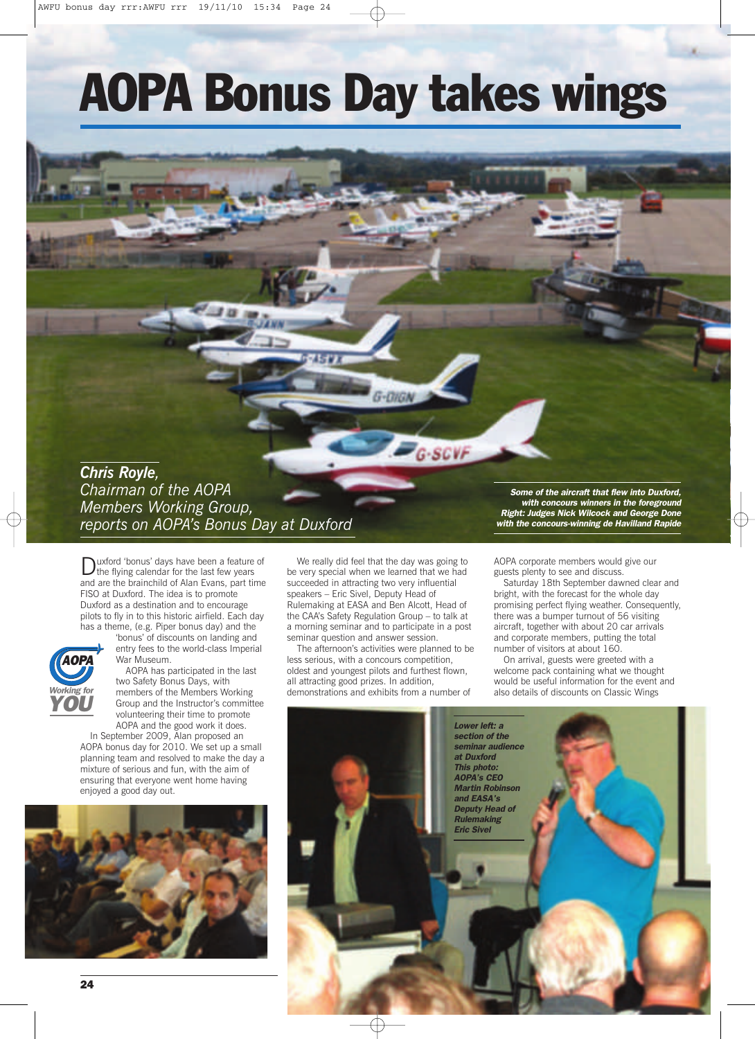# AOPA Bonus Day takes wings

***Chris Royle**, Chairman of the AOPA Members Working Group, reports on AOPA's Bonus Day at Duxford*

***Some of the aircraft that flew into Duxford, with concours winners in the foreground Right: Judges Nick Wilcock and George Done with the concours-winning de Havilland Rapide***

Duxford 'bonus' days have been a feature of the flying calendar for the last few years and are the brainchild of Alan Evans, part time FISO at Duxford. The idea is to promote Duxford as a destination and to encourage pilots to fly in to this historic airfield. Each day has a theme, (e.g. Piper bonus day) and the 'bonus' of discounts on landing and entry fees to the world-class Imperial War Museum.

AOPA has participated in the last two Safety Bonus Days, with members of the Members Working Group and the Instructor's committee volunteering their time to promote AOPA and the good work it does.

In September 2009, Alan proposed an AOPA bonus day for 2010. We set up a small planning team and resolved to make the day a mixture of serious and fun, with the aim of ensuring that everyone went home having enjoyed a good day out.

We really did feel that the day was going to be very special when we learned that we had succeeded in attracting two very influential speakers – Eric Sivel, Deputy Head of Rulemaking at EASA and Ben Alcott, Head of the CAA's Safety Regulation Group – to talk at a morning seminar and to participate in a post seminar question and answer session.

The afternoon's activities were planned to be less serious, with a concours competition, oldest and youngest pilots and furthest flown, all attracting good prizes. In addition, demonstrations and exhibits from a number of AOPA corporate members would give our guests plenty to see and discuss.

Saturday 18th September dawned clear and bright, with the forecast for the whole day promising perfect flying weather. Consequently, there was a bumper turnout of 56 visiting aircraft, together with about 20 car arrivals and corporate members, putting the total number of visitors at about 160.

On arrival, guests were greeted with a welcome pack containing what we thought would be useful information for the event and also details of discounts on Classic Wings

***Lower left: a section of the seminar audience at Duxford This photo: AOPA's CEO Martin Robinson and EASA's Deputy Head of Rulemaking Eric Sivel***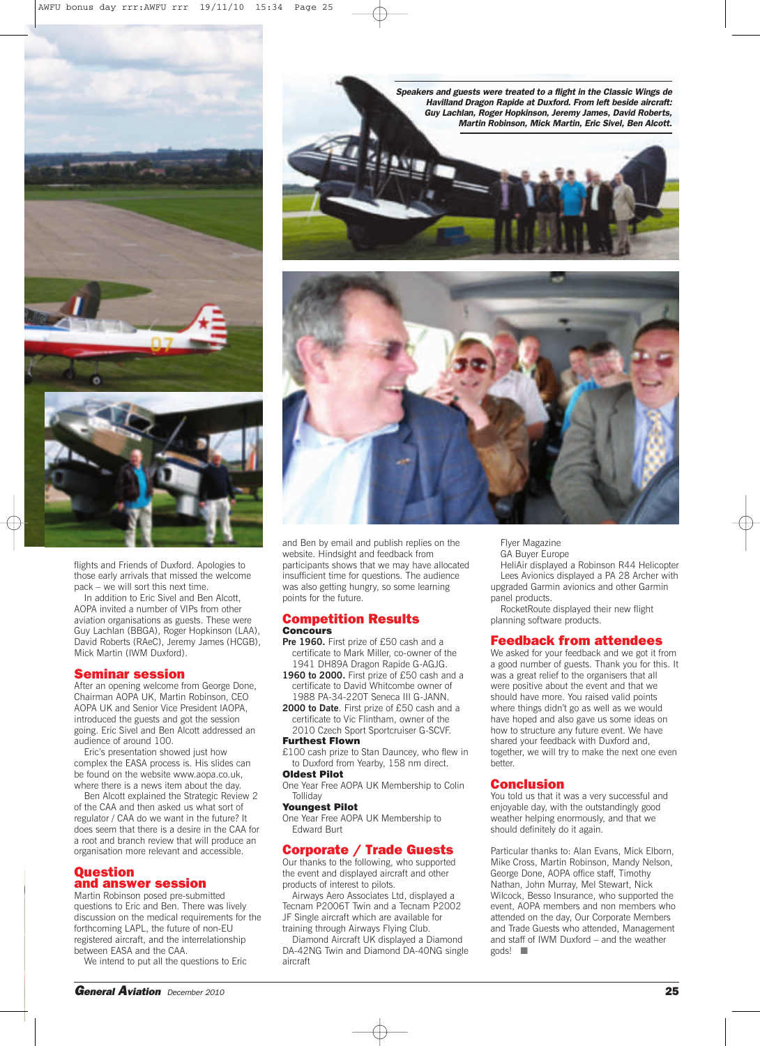*Speakers and guests were treated to a flight in the Classic Wings de Havilland Dragon Rapide at Duxford. From left beside aircraft: Guy Lachlan, Roger Hopkinson, Jeremy James, David Roberts, Martin Robinson, Mick Martin, Eric Sivel, Ben Alcott.*

flights and Friends of Duxford. Apologies to those early arrivals that missed the welcome pack – we will sort this next time.

In addition to Eric Sivel and Ben Alcott, AOPA invited a number of VIPs from other aviation organisations as guests. These were Guy Lachlan (BBGA), Roger Hopkinson (LAA), David Roberts (RAeC), Jeremy James (HCGB), Mick Martin (IWM Duxford).

## Seminar session

After an opening welcome from George Done, Chairman AOPA UK, Martin Robinson, CEO AOPA UK and Senior Vice President IAOPA, introduced the guests and got the session going. Eric Sivel and Ben Alcott addressed an audience of around 100.

Eric's presentation showed just how complex the EASA process is. His slides can be found on the website www.aopa.co.uk, where there is a news item about the day.

Ben Alcott explained the Strategic Review 2 of the CAA and then asked us what sort of regulator / CAA do we want in the future? It does seem that there is a desire in the CAA for a root and branch review that will produce an organisation more relevant and accessible.

## Question and answer session

Martin Robinson posed pre-submitted questions to Eric and Ben. There was lively discussion on the medical requirements for the forthcoming LAPL, the future of non-EU registered aircraft, and the interrelationship between EASA and the CAA.

We intend to put all the questions to Eric and Ben by email and publish replies on the website. Hindsight and feedback from participants shows that we may have allocated insufficient time for questions. The audience was also getting hungry, so some learning points for the future.

## Competition Results

**Concours**

**Pre 1960.** First prize of £50 cash and a certificate to Mark Miller, co-owner of the 1941 DH89A Dragon Rapide G-AGJG.

**1960 to 2000.** First prize of £50 cash and a certificate to David Whitcombe owner of 1988 PA-34-220T Seneca III G-JANN.

**2000 to Date**. First prize of £50 cash and a certificate to Vic Flintham, owner of the 2010 Czech Sport Sportcruiser G-SCVF.

**Furthest Flown**

£100 cash prize to Stan Dauncey, who flew in to Duxford from Yearby, 158 nm direct.

**Oldest Pilot**

One Year Free AOPA UK Membership to Colin Tolliday

**Youngest Pilot**

One Year Free AOPA UK Membership to Edward Burt

## Corporate / Trade Guests

Our thanks to the following, who supported the event and displayed aircraft and other products of interest to pilots.

Airways Aero Associates Ltd, displayed a Tecnam P2006T Twin and a Tecnam P2002 JF Single aircraft which are available for training through Airways Flying Club.

Diamond Aircraft UK displayed a Diamond DA-42NG Twin and Diamond DA-40NG single aircraft

Flyer Magazine

GA Buyer Europe

HeliAir displayed a Robinson R44 Helicopter

Lees Avionics displayed a PA 28 Archer with upgraded Garmin avionics and other Garmin panel products.

RocketRoute displayed their new flight planning software products.

## Feedback from attendees

We asked for your feedback and we got it from a good number of guests. Thank you for this. It was a great relief to the organisers that all were positive about the event and that we should have more. You raised valid points where things didn't go as well as we would have hoped and also gave us some ideas on how to structure any future event. We have shared your feedback with Duxford and, together, we will try to make the next one even better.

## Conclusion

You told us that it was a very successful and enjoyable day, with the outstandingly good weather helping enormously, and that we should definitely do it again.

Particular thanks to: Alan Evans, Mick Elborn, Mike Cross, Martin Robinson, Mandy Nelson, George Done, AOPA office staff, Timothy Nathan, John Murray, Mel Stewart, Nick Wilcock, Besso Insurance, who supported the event, AOPA members and non members who attended on the day, Our Corporate Members and Trade Guests who attended, Management and staff of IWM Duxford – and the weather gods! ■